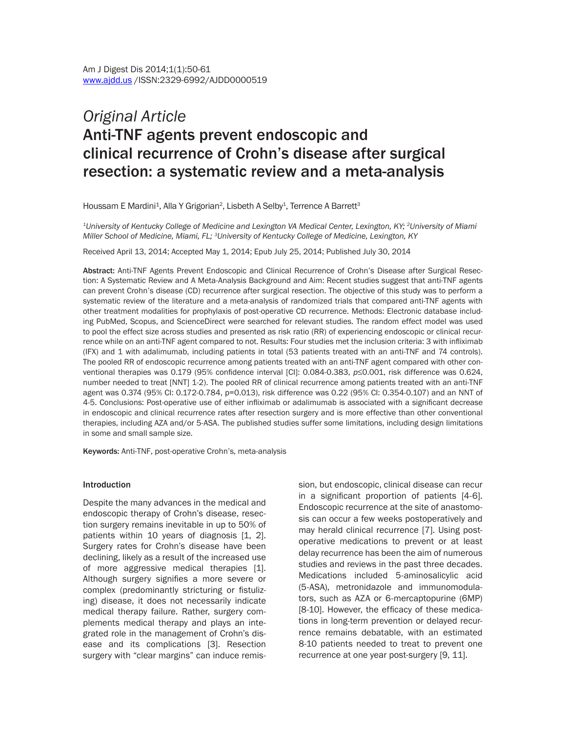*Original Article*

# Anti-TNF agents prevent endoscopic and clinical recurrence of Crohn's disease after surgical resection: a systematic review and a meta-analysis

Houssam E Mardini[1], Alla Y Grigorian[2], Lisbeth A Selby[1], Terrence A Barrett[3]

*[1]University of Kentucky College of Medicine and Lexington VA Medical Center, Lexington, KY; [2]University of Miami Miller School of Medicine, Miami, FL; [3]University of Kentucky College of Medicine, Lexington, KY*

Received April 13, 2014; Accepted May 1, 2014; Epub July 25, 2014; Published July 30, 2014

**Abstract:** Anti-TNF Agents Prevent Endoscopic and Clinical Recurrence of Crohn's Disease after Surgical Resection: A Systematic Review and A Meta-Analysis Background and Aim: Recent studies suggest that anti-TNF agents can prevent Crohn's disease (CD) recurrence after surgical resection. The objective of this study was to perform a systematic review of the literature and a meta-analysis of randomized trials that compared anti-TNF agents with other treatment modalities for prophylaxis of post-operative CD recurrence. Methods: Electronic database including PubMed, Scopus, and ScienceDirect were searched for relevant studies. The random effect model was used to pool the effect size across studies and presented as risk ratio (RR) of experiencing endoscopic or clinical recurrence while on an anti-TNF agent compared to not. Results: Four studies met the inclusion criteria: 3 with infliximab (IFX) and 1 with adalimumab, including patients in total (53 patients treated with an anti-TNF and 74 controls). The pooled RR of endoscopic recurrence among patients treated with an anti-TNF agent compared with other conventional therapies was 0.179 (95% confidence interval [CI]: 0.084-0.383, $p \leq 0.001$, risk difference was 0.624, number needed to treat [NNT] 1-2). The pooled RR of clinical recurrence among patients treated with an anti-TNF agent was 0.374 (95% CI: 0.172-0.784, p=0.013), risk difference was 0.22 (95% CI: 0.354-0.107) and an NNT of 4-5. Conclusions: Post-operative use of either infliximab or adalimumab is associated with a significant decrease in endoscopic and clinical recurrence rates after resection surgery and is more effective than other conventional therapies, including AZA and/or 5-ASA. The published studies suffer some limitations, including design limitations in some and small sample size.

**Keywords:** Anti-TNF, post-operative Crohn's, meta-analysis

## Introduction

Despite the many advances in the medical and endoscopic therapy of Crohn's disease, resection surgery remains inevitable in up to 50% of patients within 10 years of diagnosis [1, 2]. Surgery rates for Crohn's disease have been declining, likely as a result of the increased use of more aggressive medical therapies [1]. Although surgery signifies a more severe or complex (predominantly stricturing or fistulizing) disease, it does not necessarily indicate medical therapy failure. Rather, surgery complements medical therapy and plays an integrated role in the management of Crohn's disease and its complications [3]. Resection surgery with "clear margins" can induce remission, but endoscopic, clinical disease can recur in a significant proportion of patients [4-6]. Endoscopic recurrence at the site of anastomosis can occur a few weeks postoperatively and may herald clinical recurrence [7]. Using post-operative medications to prevent or at least delay recurrence has been the aim of numerous studies and reviews in the past three decades. Medications included 5-aminosalicylic acid (5-ASA), metronidazole and immunomodulators, such as AZA or 6-mercaptopurine (6MP) [8-10]. However, the efficacy of these medications in long-term prevention or delayed recurrence remains debatable, with an estimated 8-10 patients needed to treat to prevent one recurrence at one year post-surgery [9, 11].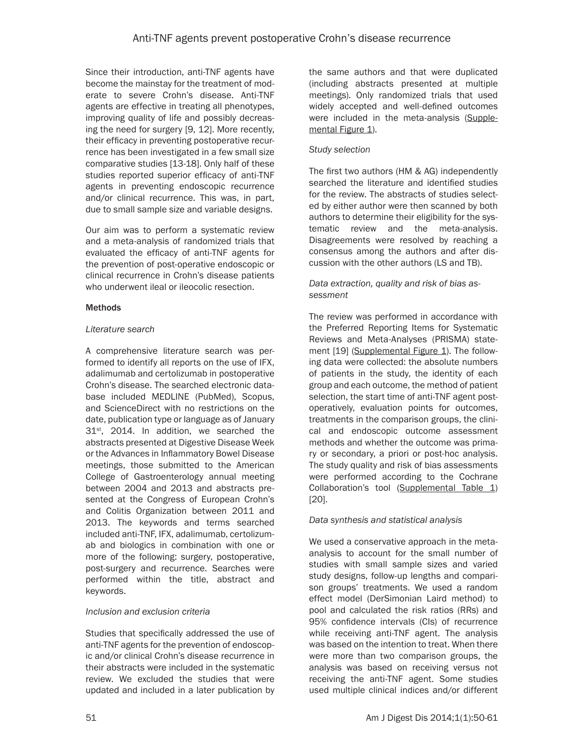Since their introduction, anti-TNF agents have become the mainstay for the treatment of moderate to severe Crohn's disease. Anti-TNF agents are effective in treating all phenotypes, improving quality of life and possibly decreasing the need for surgery [9, 12]. More recently, their efficacy in preventing postoperative recurrence has been investigated in a few small size comparative studies [13-18]. Only half of these studies reported superior efficacy of anti-TNF agents in preventing endoscopic recurrence and/or clinical recurrence. This was, in part, due to small sample size and variable designs.

Our aim was to perform a systematic review and a meta-analysis of randomized trials that evaluated the efficacy of anti-TNF agents for the prevention of post-operative endoscopic or clinical recurrence in Crohn's disease patients who underwent ileal or ileocolic resection.

## Methods

### *Literature search*

A comprehensive literature search was performed to identify all reports on the use of IFX, adalimumab and certolizumab in postoperative Crohn's disease. The searched electronic database included MEDLINE (PubMed), Scopus, and ScienceDirect with no restrictions on the date, publication type or language as of January 31st, 2014. In addition, we searched the abstracts presented at Digestive Disease Week or the Advances in Inflammatory Bowel Disease meetings, those submitted to the American College of Gastroenterology annual meeting between 2004 and 2013 and abstracts presented at the Congress of European Crohn's and Colitis Organization between 2011 and 2013. The keywords and terms searched included anti-TNF, IFX, adalimumab, certolizumab and biologics in combination with one or more of the following: surgery, postoperative, post-surgery and recurrence. Searches were performed within the title, abstract and keywords.

### *Inclusion and exclusion criteria*

Studies that specifically addressed the use of anti-TNF agents for the prevention of endoscopic and/or clinical Crohn's disease recurrence in their abstracts were included in the systematic review. We excluded the studies that were updated and included in a later publication by the same authors and that were duplicated (including abstracts presented at multiple meetings). Only randomized trials that used widely accepted and well-defined outcomes were included in the meta-analysis (Supplemental Figure 1).

### *Study selection*

The first two authors (HM & AG) independently searched the literature and identified studies for the review. The abstracts of studies selected by either author were then scanned by both authors to determine their eligibility for the systematic review and the meta-analysis. Disagreements were resolved by reaching a consensus among the authors and after discussion with the other authors (LS and TB).

### *Data extraction, quality and risk of bias assessment*

The review was performed in accordance with the Preferred Reporting Items for Systematic Reviews and Meta-Analyses (PRISMA) statement [19] (Supplemental Figure 1). The following data were collected: the absolute numbers of patients in the study, the identity of each group and each outcome, the method of patient selection, the start time of anti-TNF agent postoperatively, evaluation points for outcomes, treatments in the comparison groups, the clinical and endoscopic outcome assessment methods and whether the outcome was primary or secondary, a priori or post-hoc analysis. The study quality and risk of bias assessments were performed according to the Cochrane Collaboration's tool (Supplemental Table 1) [20].

### *Data synthesis and statistical analysis*

We used a conservative approach in the meta-analysis to account for the small number of studies with small sample sizes and varied study designs, follow-up lengths and comparison groups' treatments. We used a random effect model (DerSimonian Laird method) to pool and calculated the risk ratios (RRs) and 95% confidence intervals (CIs) of recurrence while receiving anti-TNF agent. The analysis was based on the intention to treat. When there were more than two comparison groups, the analysis was based on receiving versus not receiving the anti-TNF agent. Some studies used multiple clinical indices and/or different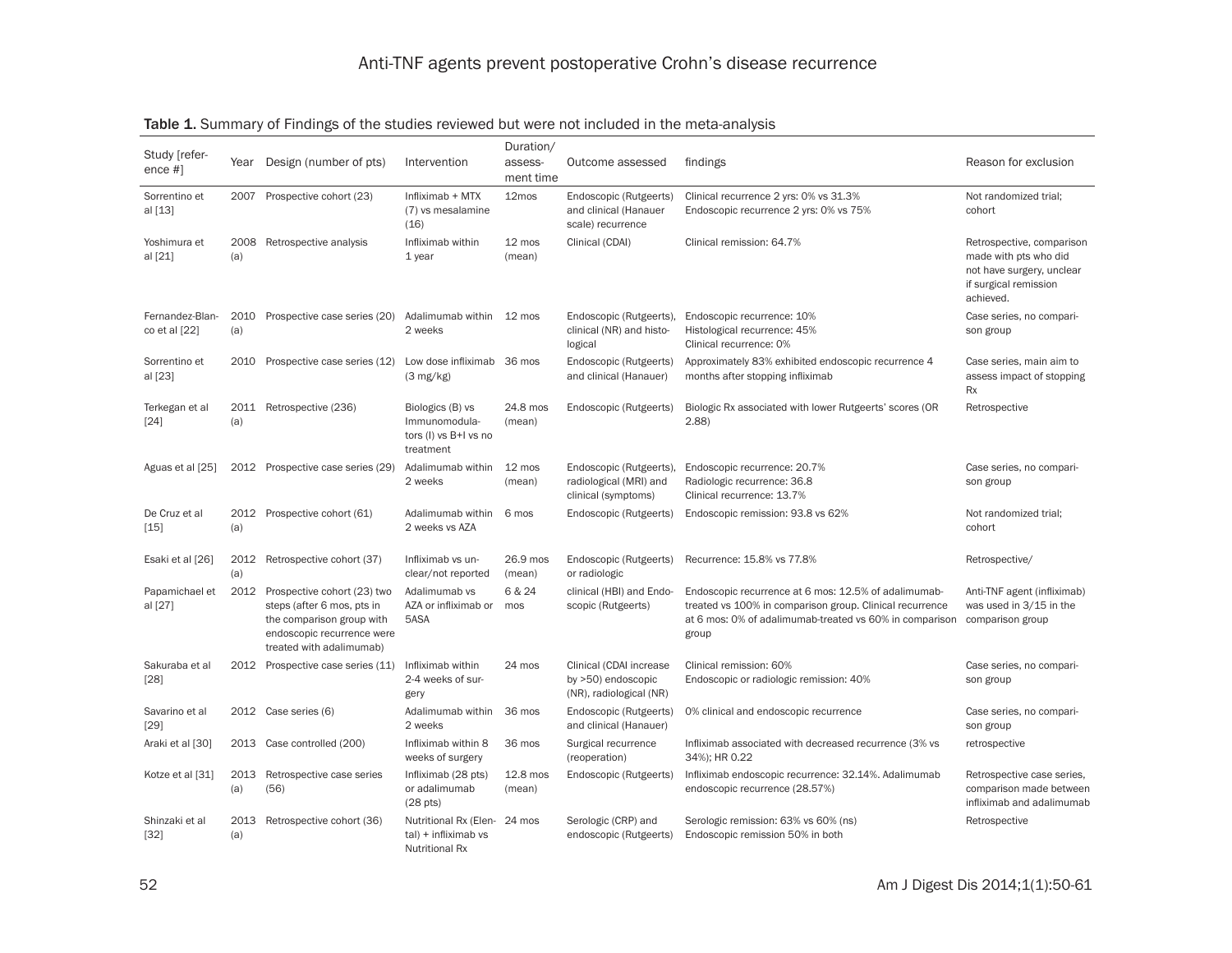**Table 1.** Summary of Findings of the studies reviewed but were not included in the meta-analysis

| Study [reference #] | Year | Design (number of pts) | Intervention | Duration/assessment time | Outcome assessed | findings | Reason for exclusion |
|---|---|---|---|---|---|---|---|
| Sorrentino et al [13] | 2007 | Prospective cohort (23) | Infliximab + MTX (7) vs mesalamine (16) | 12mos | Endoscopic (Rutgeerts) and clinical (Hanauer scale) recurrence | Clinical recurrence 2 yrs: 0% vs 31.3%<br>Endoscopic recurrence 2 yrs: 0% vs 75% | Not randomized trial; cohort |
| Yoshimura et al [21] | 2008 (a) | Retrospective analysis | Infliximab within 1 year | 12 mos (mean) | Clinical (CDAI) | Clinical remission: 64.7% | Retrospective, comparison made with pts who did not have surgery, unclear if surgical remission achieved. |
| Fernandez-Blanco et al [22] | 2010 (a) | Prospective case series (20) | Adalimumab within 2 weeks | 12 mos | Endoscopic (Rutgeerts), clinical (NR) and histological | Endoscopic recurrence: 10%<br>Histological recurrence: 45%<br>Clinical recurrence: 0% | Case series, no comparison group |
| Sorrentino et al [23] | 2010 | Prospective case series (12) | Low dose infliximab (3 mg/kg) | 36 mos | Endoscopic (Rutgeerts) and clinical (Hanauer) | Approximately 83% exhibited endoscopic recurrence 4 months after stopping infliximab | Case series, main aim to assess impact of stopping Rx |
| Terkegan et al [24] | 2011 (a) | Retrospective (236) | Biologics (B) vs Immunomodulators (I) vs B+I vs no treatment | 24.8 mos (mean) | Endoscopic (Rutgeerts) | Biologic Rx associated with lower Rutgeerts' scores (OR 2.88) | Retrospective |
| Aguas et al [25] | 2012 | Prospective case series (29) | Adalimumab within 2 weeks | 12 mos (mean) | Endoscopic (Rutgeerts), radiological (MRI) and clinical (symptoms) | Endoscopic recurrence: 20.7%<br>Radiologic recurrence: 36.8<br>Clinical recurrence: 13.7% | Case series, no comparison group |
| De Cruz et al [15] | 2012 (a) | Prospective cohort (61) | Adalimumab within 2 weeks vs AZA | 6 mos | Endoscopic (Rutgeerts) | Endoscopic remission: 93.8 vs 62% | Not randomized trial; cohort |
| Esaki et al [26] | 2012 (a) | Retrospective cohort (37) | Infliximab vs unclear/not reported | 26.9 mos (mean) | Endoscopic (Rutgeerts) or radiologic | Recurrence: 15.8% vs 77.8% | Retrospective/ |
| Papamichael et al [27] | 2012 | Prospective cohort (23) two steps (after 6 mos, pts in the comparison group with endoscopic recurrence were treated with adalimumab) | Adalimumab vs AZA or infliximab or 5ASA | 6 & 24 mos | clinical (HBI) and Endoscopic (Rutgeerts) | Endoscopic recurrence at 6 mos: 12.5% of adalimumab-treated vs 100% in comparison group. Clinical recurrence at 6 mos: 0% of adalimumab-treated vs 60% in comparison group | Anti-TNF agent (infliximab) was used in 3/15 in the comparison group |
| Sakuraba et al [28] | 2012 | Prospective case series (11) | Infliximab within 2-4 weeks of surgery | 24 mos | Clinical (CDAI increase by >50) endoscopic (NR), radiological (NR) | Clinical remission: 60%<br>Endoscopic or radiologic remission: 40% | Case series, no comparison group |
| Savarino et al [29] | 2012 | Case series (6) | Adalimumab within 2 weeks | 36 mos | Endoscopic (Rutgeerts) and clinical (Hanauer) | 0% clinical and endoscopic recurrence | Case series, no comparison group |
| Araki et al [30] | 2013 | Case controlled (200) | Infliximab within 8 weeks of surgery | 36 mos | Surgical recurrence (reoperation) | Infliximab associated with decreased recurrence (3% vs 34%); HR 0.22 | retrospective |
| Kotze et al [31] | 2013 (a) | Retrospective case series (56) | Infliximab (28 pts) or adalimumab (28 pts) | 12.8 mos (mean) | Endoscopic (Rutgeerts) | Infliximab endoscopic recurrence: 32.14%. Adalimumab endoscopic recurrence (28.57%) | Retrospective case series, comparison made between infliximab and adalimumab |
| Shinzaki et al [32] | 2013 (a) | Retrospective cohort (36) | Nutritional Rx (Elental) + infliximab vs Nutritional Rx | 24 mos | Serologic (CRP) and endoscopic (Rutgeerts) | Serologic remission: 63% vs 60% (ns)<br>Endoscopic remission 50% in both | Retrospective |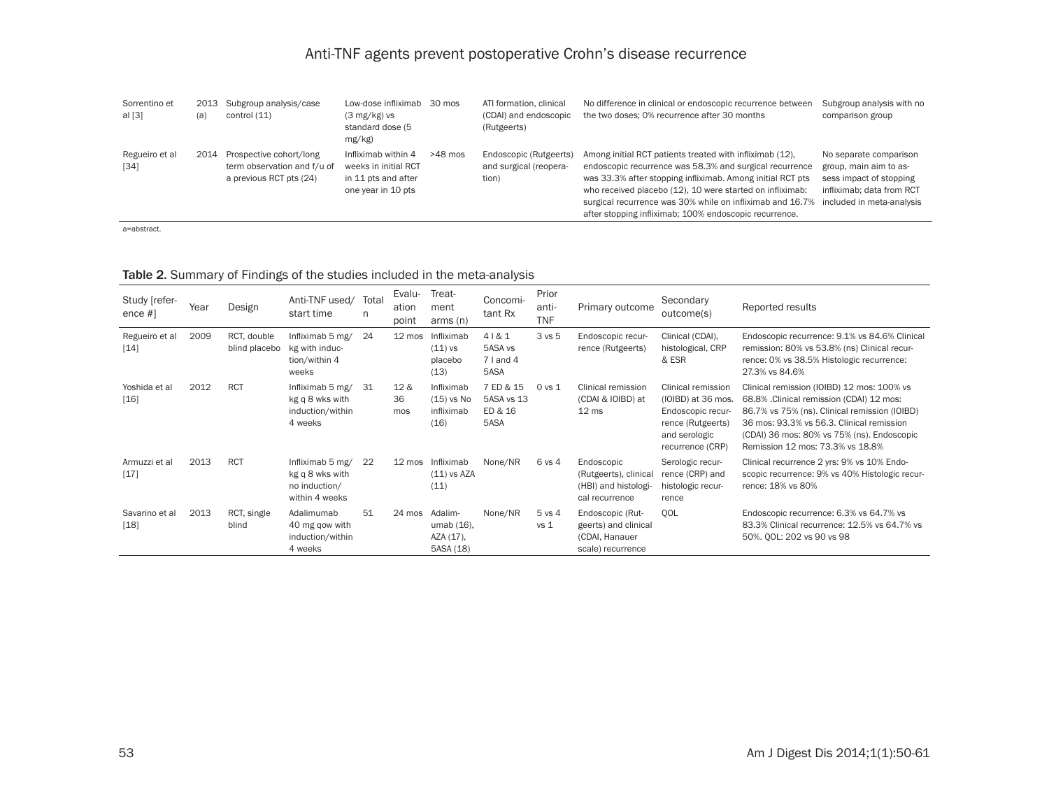| Sorrentino et al [3] | 2013 (a) | Subgroup analysis/case control (11) | Low-dose infliximab (3 mg/kg) vs standard dose (5 mg/kg) | 30 mos | ATI formation, clinical (CDAI) and endoscopic (Rutgeerts) | No difference in clinical or endoscopic recurrence between the two doses; 0% recurrence after 30 months | Subgroup analysis with no comparison group |
|---|---|---|---|---|---|---|---|
| Regueiro et al [34] | 2014 | Prospective cohort/long term observation and f/u of a previous RCT pts (24) | Infliximab within 4 weeks in initial RCT in 11 pts and after one year in 10 pts | >48 mos | Endoscopic (Rutgeerts) and surgical (reoperation) | Among initial RCT patients treated with infliximab (12), endoscopic recurrence was 58.3% and surgical recurrence was 33.3% after stopping infliximab. Among initial RCT pts who received placebo (12), 10 were started on infliximab: surgical recurrence was 30% while on infliximab and 16.7% after stopping infliximab; 100% endoscopic recurrence. | No separate comparison group, main aim to assess impact of stopping infliximab; data from RCT included in meta-analysis |

a=abstract.

**Table 2.** Summary of Findings of the studies included in the meta-analysis

| Study [reference #] | Year | Design | Anti-TNF used/ start time | Total n | Evaluation point | Treatment arms (n) | Concomitant Rx | Prior anti-TNF | Primary outcome | Secondary outcome(s) | Reported results |
|---|---|---|---|---|---|---|---|---|---|---|---|
| Regueiro et al [14] | 2009 | RCT, double blind placebo | Infliximab 5 mg/kg with induction/within 4 weeks | 24 | 12 mos | Infliximab (11) vs placebo (13) | 4 I & 1 5ASA vs 7 I and 4 5ASA | 3 vs 5 | Endoscopic recurrence (Rutgeerts) | Clinical (CDAI), histological, CRP & ESR | Endoscopic recurrence: 9.1% vs 84.6% Clinical remission: 80% vs 53.8% (ns) Clinical recurrence: 0% vs 38.5% Histologic recurrence: 27.3% vs 84.6% |
| Yoshida et al [16] | 2012 | RCT | Infliximab 5 mg/kg q 8 wks with induction/within 4 weeks | 31 | 12 & 36 mos | Infliximab (15) vs No infliximab (16) | 7 ED & 15 5ASA vs 13 ED & 16 5ASA | 0 vs 1 | Clinical remission (CDAI & IOIBD) at 12 ms | Clinical remission (IOIBD) at 36 mos. Endoscopic recurrence (Rutgeerts) and serologic recurrence (CRP) | Clinical remission (IOIBD) 12 mos: 100% vs 68.8% .Clinical remission (CDAI) 12 mos: 86.7% vs 75% (ns). Clinical remission (IOIBD) 36 mos: 93.3% vs 56.3. Clinical remission (CDAI) 36 mos: 80% vs 75% (ns). Endoscopic Remission 12 mos: 73.3% vs 18.8% |
| Armuzzi et al [17] | 2013 | RCT | Infliximab 5 mg/kg q 8 wks with no induction/ within 4 weeks | 22 | 12 mos | Infliximab (11) vs AZA (11) | None/NR | 6 vs 4 | Endoscopic (HBI) and histological recurrence | Serologic recurrence (CRP) and histologic recurrence | Clinical recurrence 2 yrs: 9% vs 10% Endoscopic recurrence: 9% vs 40% Histologic recurrence: 18% vs 80% |
| Savarino et al [18] | 2013 | RCT, single blind | Adalimumab 40 mg qow with induction/within 4 weeks | 51 | 24 mos | Adalimumab (16), AZA (17), 5ASA (18) | None/NR | 5 vs 4 vs 1 | Endoscopic (Rutgeerts) and clinical (CDAI, Hanauer scale) recurrence | QOL | Endoscopic recurrence: 6.3% vs 64.7% vs 83.3% Clinical recurrence: 12.5% vs 64.7% vs 50%. QOL: 202 vs 90 vs 98 |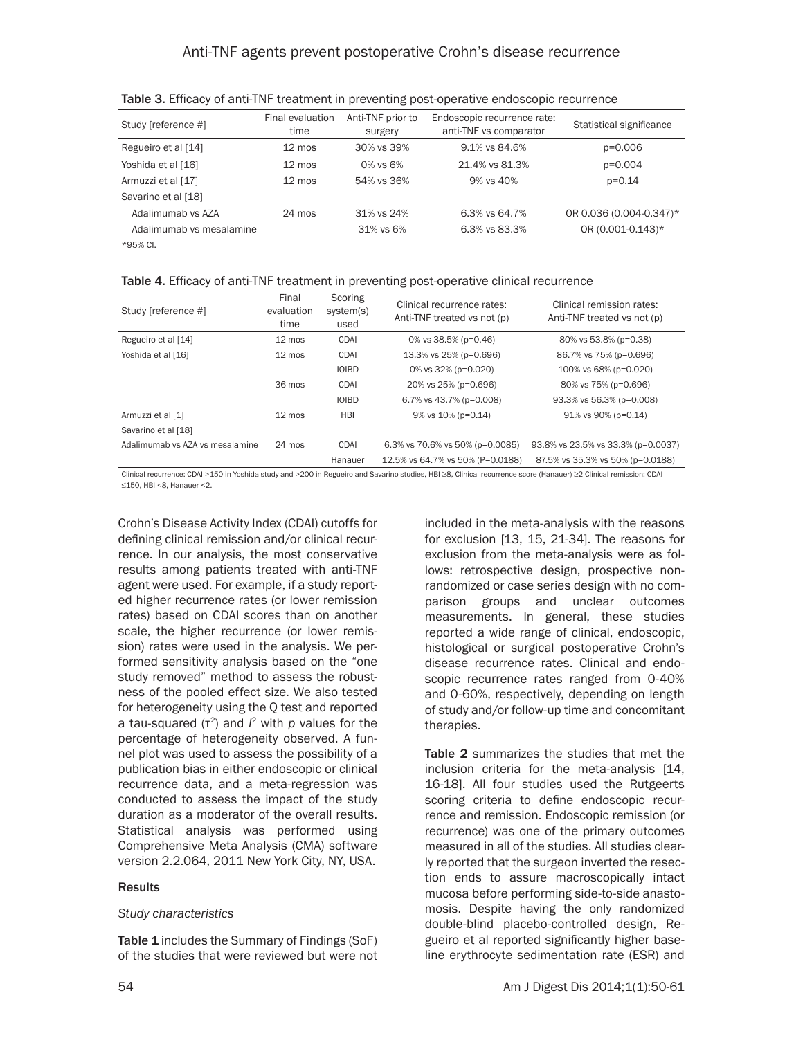Table 3. Efficacy of anti-TNF treatment in preventing post-operative endoscopic recurrence

| Study [reference #] | Final evaluation time | Anti-TNF prior to surgery | Endoscopic recurrence rate: anti-TNF vs comparator | Statistical significance |
|---|---|---|---|---|
| Regueiro et al [14] | 12 mos | 30% vs 39% | 9.1% vs 84.6% | p=0.006 |
| Yoshida et al [16] | 12 mos | 0% vs 6% | 21.4% vs 81.3% | p=0.004 |
| Armuzzi et al [17] | 12 mos | 54% vs 36% | 9% vs 40% | p=0.14 |
| Savarino et al [18] | | | | |
| Adalimumab vs AZA | 24 mos | 31% vs 24% | 6.3% vs 64.7% | OR 0.036 (0.004-0.347)* |
| Adalimumab vs mesalamine | | 31% vs 6% | 6.3% vs 83.3% | OR (0.001-0.143)* |

*95% CI.

Table 4. Efficacy of anti-TNF treatment in preventing post-operative clinical recurrence

| Study [reference #] | Final evaluation time | Scoring system(s) used | Clinical recurrence rates: Anti-TNF treated vs not (p) | Clinical remission rates: Anti-TNF treated vs not (p) |
|---|---|---|---|---|
| Regueiro et al [14] | 12 mos | CDAI | 0% vs 38.5% (p=0.46) | 80% vs 53.8% (p=0.38) |
| Yoshida et al [16] | 12 mos | CDAI | 13.3% vs 25% (p=0.696) | 86.7% vs 75% (p=0.696) |
| | | IOIBD | 0% vs 32% (p=0.020) | 100% vs 68% (p=0.020) |
| | 36 mos | CDAI | 20% vs 25% (p=0.696) | 80% vs 75% (p=0.696) |
| | | IOIBD | 6.7% vs 43.7% (p=0.008) | 93.3% vs 56.3% (p=0.008) |
| Armuzzi et al [1] | 12 mos | HBI | 9% vs 10% (p=0.14) | 91% vs 90% (p=0.14) |
| Savarino et al [18] | | | | |
| Adalimumab vs AZA vs mesalamine | 24 mos | CDAI | 6.3% vs 70.6% vs 50% (p=0.0085) | 93.8% vs 23.5% vs 33.3% (p=0.0037) |
| | | Hanauer | 12.5% vs 64.7% vs 50% (P=0.0188) | 87.5% vs 35.3% vs 50% (p=0.0188) |

Clinical recurrence: CDAI >150 in Yoshida study and >200 in Regueiro and Savarino studies, HBI ≥8, Clinical recurrence score (Hanauer) ≥2 Clinical remission: CDAI ≤150, HBI <8, Hanauer <2.

Crohn's Disease Activity Index (CDAI) cutoffs for defining clinical remission and/or clinical recurrence. In our analysis, the most conservative results among patients treated with anti-TNF agent were used. For example, if a study reported higher recurrence rates (or lower remission rates) based on CDAI scores than on another scale, the higher recurrence (or lower remission) rates were used in the analysis. We performed sensitivity analysis based on the "one study removed" method to assess the robustness of the pooled effect size. We also tested for heterogeneity using the Q test and reported a tau-squared ($\tau^2$) and $I^2$ with $p$ values for the percentage of heterogeneity observed. A funnel plot was used to assess the possibility of a publication bias in either endoscopic or clinical recurrence data, and a meta-regression was conducted to assess the impact of the study duration as a moderator of the overall results. Statistical analysis was performed using Comprehensive Meta Analysis (CMA) software version 2.2.064, 2011 New York City, NY, USA.

## Results

### *Study characteristics*

**Table 1** includes the Summary of Findings (SoF) of the studies that were reviewed but were not included in the meta-analysis with the reasons for exclusion [13, 15, 21-34]. The reasons for exclusion from the meta-analysis were as follows: retrospective design, prospective nonrandomized or case series design with no comparison groups and unclear outcomes measurements. In general, these studies reported a wide range of clinical, endoscopic, histological or surgical postoperative Crohn's disease recurrence rates. Clinical and endoscopic recurrence rates ranged from 0-40% and 0-60%, respectively, depending on length of study and/or follow-up time and concomitant therapies.

**Table 2** summarizes the studies that met the inclusion criteria for the meta-analysis [14, 16-18]. All four studies used the Rutgeerts scoring criteria to define endoscopic recurrence and remission. Endoscopic remission (or recurrence) was one of the primary outcomes measured in all of the studies. All studies clearly reported that the surgeon inverted the resection ends to assure macroscopically intact mucosa before performing side-to-side anastomosis. Despite having the only randomized double-blind placebo-controlled design, Regueiro et al reported significantly higher baseline erythrocyte sedimentation rate (ESR) and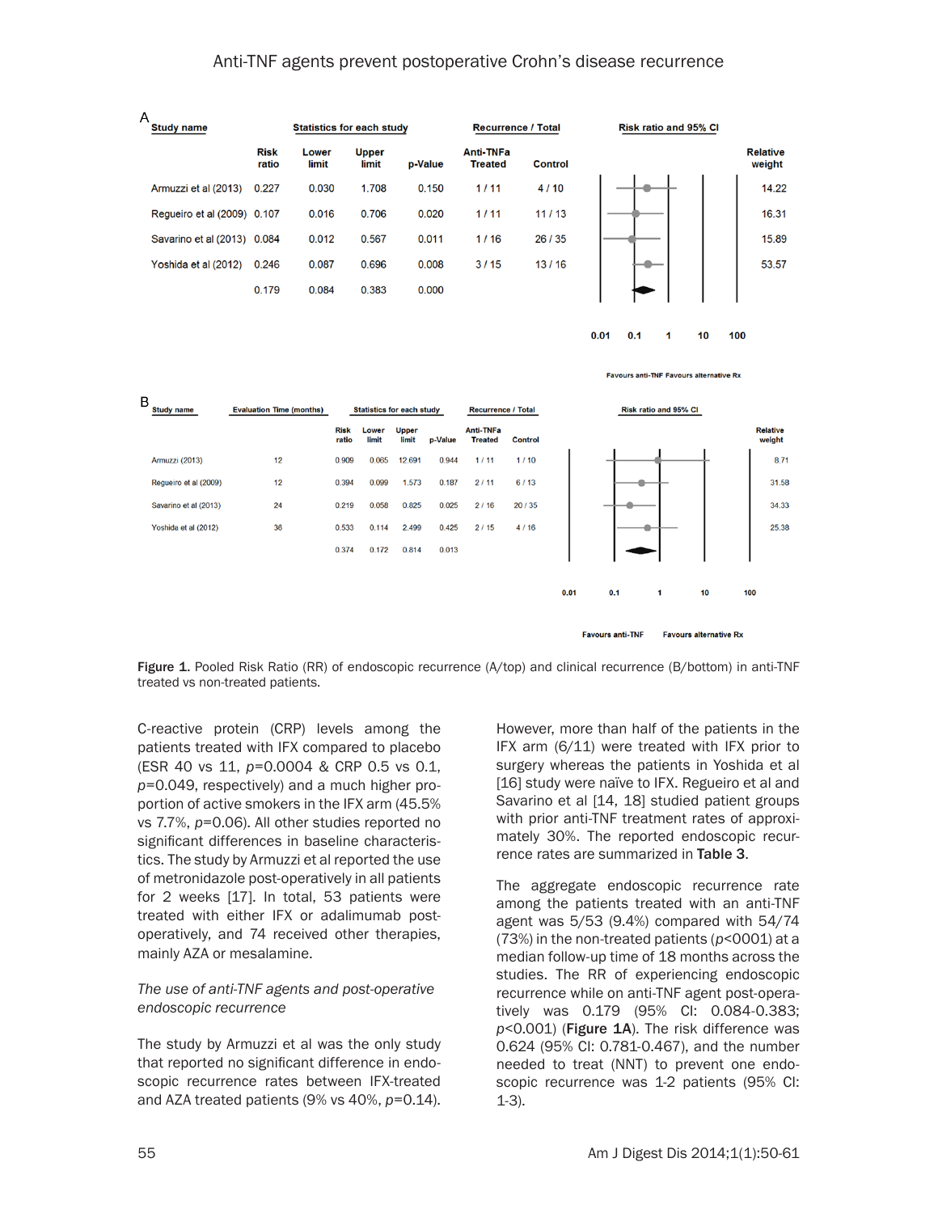**A**

| Study name | Risk ratio | Lower limit | Upper limit | p-Value | Anti-TNFa Treated | Control | Relative weight |
|---|---|---|---|---|---|---|---|
| Armuzzi et al (2013) | 0.227 | 0.030 | 1.708 | 0.150 | 1 / 11 | 4 / 10 | 14.22 |
| Regueiro et al (2009) | 0.107 | 0.016 | 0.706 | 0.020 | 1 / 11 | 11 / 13 | 16.31 |
| Savarino et al (2013) | 0.084 | 0.012 | 0.567 | 0.011 | 1 / 16 | 26 / 35 | 15.89 |
| Yoshida et al (2012) | 0.246 | 0.087 | 0.696 | 0.008 | 3 / 15 | 13 / 16 | 53.57 |
| | 0.179 | 0.084 | 0.383 | 0.000 | | | |

Risk ratio and 95% CI: 0.01, 0.1, 1, 10, 100 — Favours anti-TNF / Favours alternative Rx

**B**

| Study name | Evaluation Time (months) | Risk ratio | Lower limit | Upper limit | p-Value | Anti-TNFa Treated | Control | Relative weight |
|---|---|---|---|---|---|---|---|---|
| Armuzzi (2013) | 12 | 0.909 | 0.065 | 12.691 | 0.944 | 1 / 11 | 1 / 10 | 8.71 |
| Regueiro et al (2009) | 12 | 0.394 | 0.099 | 1.573 | 0.187 | 2 / 11 | 6 / 13 | 31.58 |
| Savarino et al (2013) | 24 | 0.219 | 0.058 | 0.825 | 0.025 | 2 / 16 | 20 / 35 | 34.33 |
| Yoshida et al (2012) | 36 | 0.533 | 0.114 | 2.499 | 0.425 | 2 / 15 | 4 / 16 | 25.38 |
| | | 0.374 | 0.172 | 0.814 | 0.013 | | | |

Risk ratio and 95% CI: 0.01, 0.1, 1, 10, 100 — Favours anti-TNF / Favours alternative Rx

**Figure 1.** Pooled Risk Ratio (RR) of endoscopic recurrence (A/top) and clinical recurrence (B/bottom) in anti-TNF treated vs non-treated patients.

C-reactive protein (CRP) levels among the patients treated with IFX compared to placebo (ESR 40 vs 11, $p$=0.0004 & CRP 0.5 vs 0.1, $p$=0.049, respectively) and a much higher proportion of active smokers in the IFX arm (45.5% vs 7.7%, $p$=0.06). All other studies reported no significant differences in baseline characteristics. The study by Armuzzi et al reported the use of metronidazole post-operatively in all patients for 2 weeks [17]. In total, 53 patients were treated with either IFX or adalimumab post-operatively, and 74 received other therapies, mainly AZA or mesalamine.

*The use of anti-TNF agents and post-operative endoscopic recurrence*

The study by Armuzzi et al was the only study that reported no significant difference in endoscopic recurrence rates between IFX-treated and AZA treated patients (9% vs 40%, $p$=0.14). However, more than half of the patients in the IFX arm (6/11) were treated with IFX prior to surgery whereas the patients in Yoshida et al [16] study were naïve to IFX. Regueiro et al and Savarino et al [14, 18] studied patient groups with prior anti-TNF treatment rates of approximately 30%. The reported endoscopic recurrence rates are summarized in **Table 3**.

The aggregate endoscopic recurrence rate among the patients treated with an anti-TNF agent was 5/53 (9.4%) compared with 54/74 (73%) in the non-treated patients ($p$<0001) at a median follow-up time of 18 months across the studies. The RR of experiencing endoscopic recurrence while on anti-TNF agent post-operatively was 0.179 (95% CI: 0.084-0.383; $p$<0.001) (**Figure 1A**). The risk difference was 0.624 (95% CI: 0.781-0.467), and the number needed to treat (NNT) to prevent one endoscopic recurrence was 1-2 patients (95% CI: 1-3).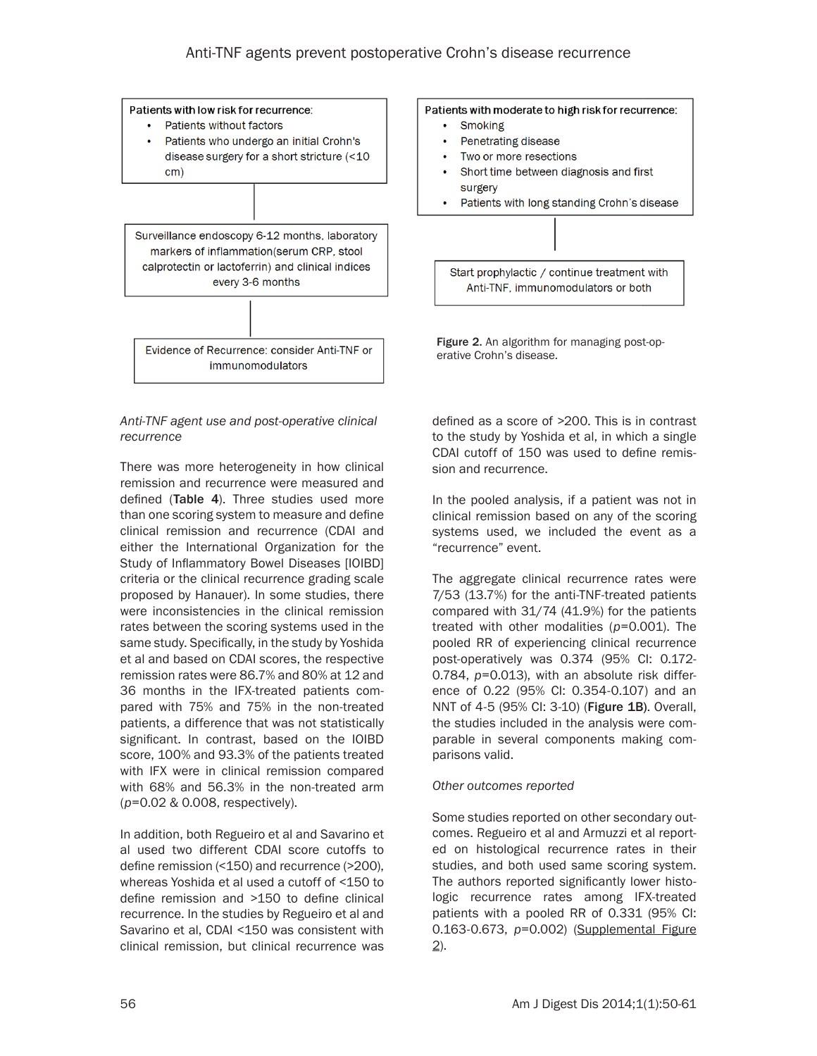Patients with low risk for recurrence:
- Patients without factors
- Patients who undergo an initial Crohn's disease surgery for a short stricture (<10 cm)

Surveillance endoscopy 6-12 months, laboratory markers of inflammation(serum CRP, stool calprotectin or lactoferrin) and clinical indices every 3-6 months

Evidence of Recurrence: consider Anti-TNF or immunomodulators

Patients with moderate to high risk for recurrence:
- Smoking
- Penetrating disease
- Two or more resections
- Short time between diagnosis and first surgery
- Patients with long standing Crohn's disease

Start prophylactic / continue treatment with Anti-TNF, immunomodulators or both

**Figure 2.** An algorithm for managing post-operative Crohn's disease.

*Anti-TNF agent use and post-operative clinical recurrence*

There was more heterogeneity in how clinical remission and recurrence were measured and defined (**Table 4**). Three studies used more than one scoring system to measure and define clinical remission and recurrence (CDAI and either the International Organization for the Study of Inflammatory Bowel Diseases [IOIBD] criteria or the clinical recurrence grading scale proposed by Hanauer). In some studies, there were inconsistencies in the clinical remission rates between the scoring systems used in the same study. Specifically, in the study by Yoshida et al and based on CDAI scores, the respective remission rates were 86.7% and 80% at 12 and 36 months in the IFX-treated patients compared with 75% and 75% in the non-treated patients, a difference that was not statistically significant. In contrast, based on the IOIBD score, 100% and 93.3% of the patients treated with IFX were in clinical remission compared with 68% and 56.3% in the non-treated arm ($p$=0.02 & 0.008, respectively).

In addition, both Regueiro et al and Savarino et al used two different CDAI score cutoffs to define remission (<150) and recurrence (>200), whereas Yoshida et al used a cutoff of <150 to define remission and >150 to define clinical recurrence. In the studies by Regueiro et al and Savarino et al, CDAI <150 was consistent with clinical remission, but clinical recurrence was defined as a score of >200. This is in contrast to the study by Yoshida et al, in which a single CDAI cutoff of 150 was used to define remission and recurrence.

In the pooled analysis, if a patient was not in clinical remission based on any of the scoring systems used, we included the event as a "recurrence" event.

The aggregate clinical recurrence rates were 7/53 (13.7%) for the anti-TNF-treated patients compared with 31/74 (41.9%) for the patients treated with other modalities ($p$=0.001). The pooled RR of experiencing clinical recurrence post-operatively was 0.374 (95% CI: 0.172-0.784, $p$=0.013), with an absolute risk difference of 0.22 (95% CI: 0.354-0.107) and an NNT of 4-5 (95% CI: 3-10) (**Figure 1B**). Overall, the studies included in the analysis were comparable in several components making comparisons valid.

*Other outcomes reported*

Some studies reported on other secondary outcomes. Regueiro et al and Armuzzi et al reported on histological recurrence rates in their studies, and both used same scoring system. The authors reported significantly lower histologic recurrence rates among IFX-treated patients with a pooled RR of 0.331 (95% CI: 0.163-0.673, $p$=0.002) (Supplemental Figure 2).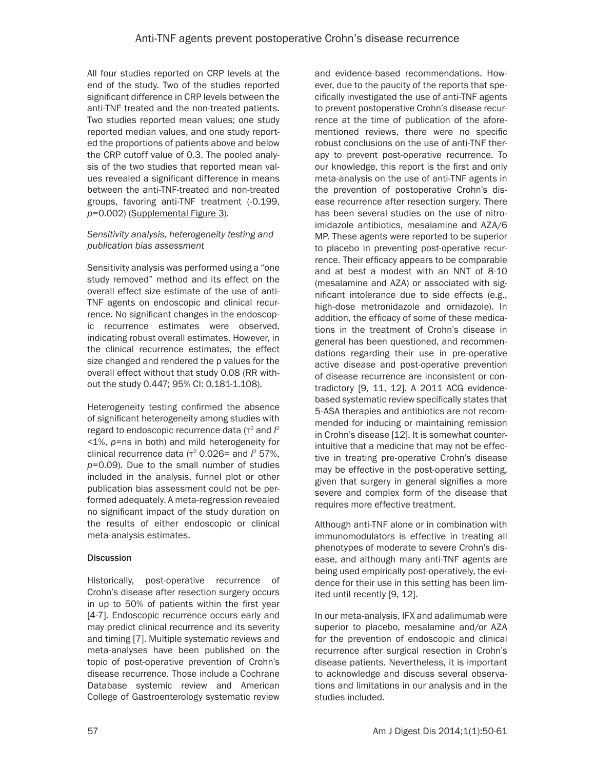All four studies reported on CRP levels at the end of the study. Two of the studies reported significant difference in CRP levels between the anti-TNF treated and the non-treated patients. Two studies reported mean values; one study reported median values, and one study reported the proportions of patients above and below the CRP cutoff value of 0.3. The pooled analysis of the two studies that reported mean values revealed a significant difference in means between the anti-TNF-treated and non-treated groups, favoring anti-TNF treatment (-0.199, $p$=0.002) (Supplemental Figure 3).

### *Sensitivity analysis, heterogeneity testing and publication bias assessment*

Sensitivity analysis was performed using a "one study removed" method and its effect on the overall effect size estimate of the use of anti-TNF agents on endoscopic and clinical recurrence. No significant changes in the endoscopic recurrence estimates were observed, indicating robust overall estimates. However, in the clinical recurrence estimates, the effect size changed and rendered the p values for the overall effect without that study 0.08 (RR without the study 0.447; 95% CI: 0.181-1.108).

Heterogeneity testing confirmed the absence of significant heterogeneity among studies with regard to endoscopic recurrence data ($\tau^2$ and $I^2$ <1%, $p$=ns in both) and mild heterogeneity for clinical recurrence data ($\tau^2$ 0.026= and $I^2$ 57%, $p$=0.09). Due to the small number of studies included in the analysis, funnel plot or other publication bias assessment could not be performed adequately. A meta-regression revealed no significant impact of the study duration on the results of either endoscopic or clinical meta-analysis estimates.

## Discussion

Historically, post-operative recurrence of Crohn's disease after resection surgery occurs in up to 50% of patients within the first year [4-7]. Endoscopic recurrence occurs early and may predict clinical recurrence and its severity and timing [7]. Multiple systematic reviews and meta-analyses have been published on the topic of post-operative prevention of Crohn's disease recurrence. Those include a Cochrane Database systemic review and American College of Gastroenterology systematic review and evidence-based recommendations. However, due to the paucity of the reports that specifically investigated the use of anti-TNF agents to prevent postoperative Crohn's disease recurrence at the time of publication of the aforementioned reviews, there were no specific robust conclusions on the use of anti-TNF therapy to prevent post-operative recurrence. To our knowledge, this report is the first and only meta-analysis on the use of anti-TNF agents in the prevention of postoperative Crohn's disease recurrence after resection surgery. There has been several studies on the use of nitroimidazole antibiotics, mesalamine and AZA/6 MP. These agents were reported to be superior to placebo in preventing post-operative recurrence. Their efficacy appears to be comparable and at best a modest with an NNT of 8-10 (mesalamine and AZA) or associated with significant intolerance due to side effects (e.g., high-dose metronidazole and ornidazole). In addition, the efficacy of some of these medications in the treatment of Crohn's disease in general has been questioned, and recommendations regarding their use in pre-operative active disease and post-operative prevention of disease recurrence are inconsistent or contradictory [9, 11, 12]. A 2011 ACG evidence-based systematic review specifically states that 5-ASA therapies and antibiotics are not recommended for inducing or maintaining remission in Crohn's disease [12]. It is somewhat counter-intuitive that a medicine that may not be effective in treating pre-operative Crohn's disease may be effective in the post-operative setting, given that surgery in general signifies a more severe and complex form of the disease that requires more effective treatment.

Although anti-TNF alone or in combination with immunomodulators is effective in treating all phenotypes of moderate to severe Crohn's disease, and although many anti-TNF agents are being used empirically post-operatively, the evidence for their use in this setting has been limited until recently [9, 12].

In our meta-analysis, IFX and adalimumab were superior to placebo, mesalamine and/or AZA for the prevention of endoscopic and clinical recurrence after surgical resection in Crohn's disease patients. Nevertheless, it is important to acknowledge and discuss several observations and limitations in our analysis and in the studies included.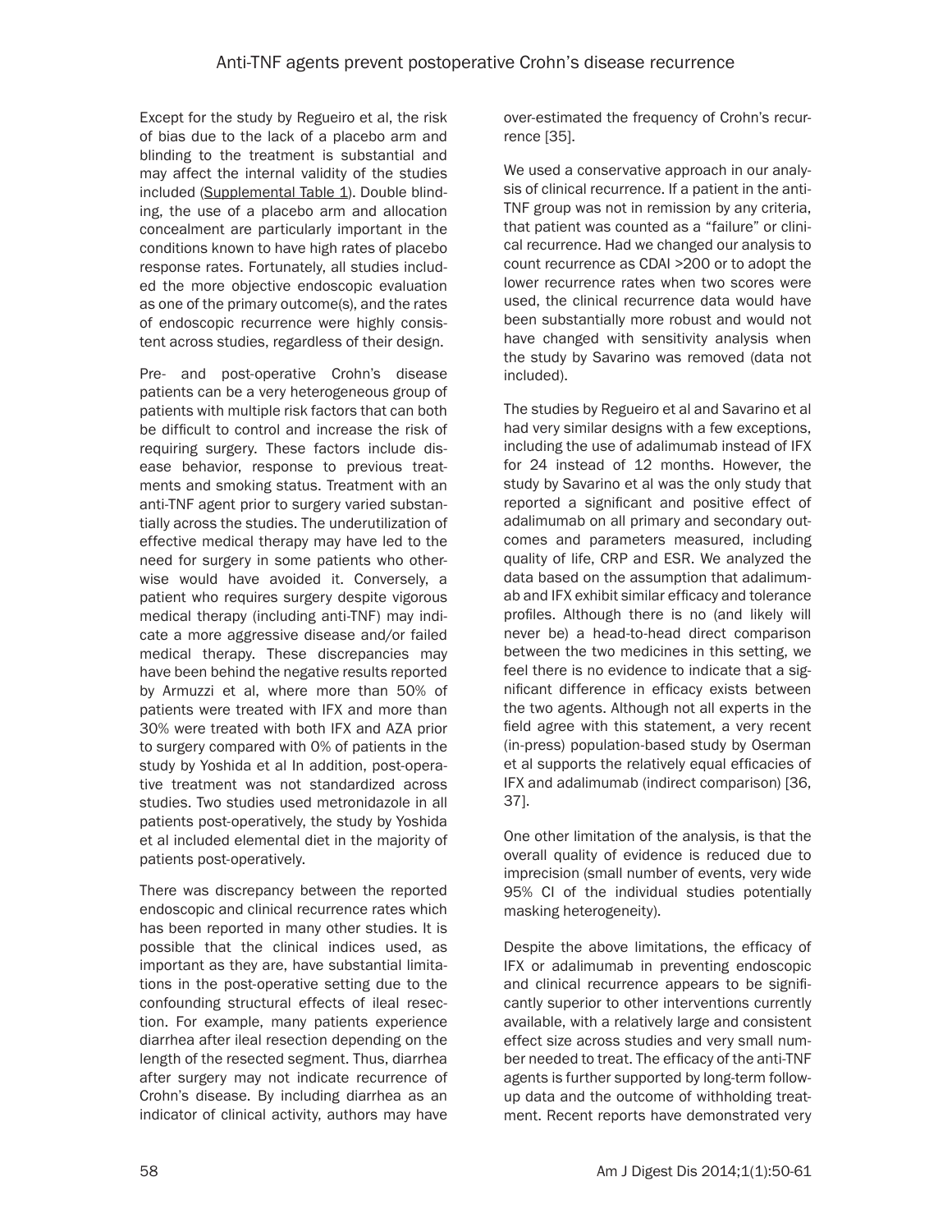Except for the study by Regueiro et al, the risk of bias due to the lack of a placebo arm and blinding to the treatment is substantial and may affect the internal validity of the studies included (Supplemental Table 1). Double blinding, the use of a placebo arm and allocation concealment are particularly important in the conditions known to have high rates of placebo response rates. Fortunately, all studies included the more objective endoscopic evaluation as one of the primary outcome(s), and the rates of endoscopic recurrence were highly consistent across studies, regardless of their design.

Pre- and post-operative Crohn's disease patients can be a very heterogeneous group of patients with multiple risk factors that can both be difficult to control and increase the risk of requiring surgery. These factors include disease behavior, response to previous treatments and smoking status. Treatment with an anti-TNF agent prior to surgery varied substantially across the studies. The underutilization of effective medical therapy may have led to the need for surgery in some patients who otherwise would have avoided it. Conversely, a patient who requires surgery despite vigorous medical therapy (including anti-TNF) may indicate a more aggressive disease and/or failed medical therapy. These discrepancies may have been behind the negative results reported by Armuzzi et al, where more than 50% of patients were treated with IFX and more than 30% were treated with both IFX and AZA prior to surgery compared with 0% of patients in the study by Yoshida et al In addition, post-operative treatment was not standardized across studies. Two studies used metronidazole in all patients post-operatively, the study by Yoshida et al included elemental diet in the majority of patients post-operatively.

There was discrepancy between the reported endoscopic and clinical recurrence rates which has been reported in many other studies. It is possible that the clinical indices used, as important as they are, have substantial limitations in the post-operative setting due to the confounding structural effects of ileal resection. For example, many patients experience diarrhea after ileal resection depending on the length of the resected segment. Thus, diarrhea after surgery may not indicate recurrence of Crohn's disease. By including diarrhea as an indicator of clinical activity, authors may have over-estimated the frequency of Crohn's recurrence [35].

We used a conservative approach in our analysis of clinical recurrence. If a patient in the anti-TNF group was not in remission by any criteria, that patient was counted as a "failure" or clinical recurrence. Had we changed our analysis to count recurrence as CDAI >200 or to adopt the lower recurrence rates when two scores were used, the clinical recurrence data would have been substantially more robust and would not have changed with sensitivity analysis when the study by Savarino was removed (data not included).

The studies by Regueiro et al and Savarino et al had very similar designs with a few exceptions, including the use of adalimumab instead of IFX for 24 instead of 12 months. However, the study by Savarino et al was the only study that reported a significant and positive effect of adalimumab on all primary and secondary outcomes and parameters measured, including quality of life, CRP and ESR. We analyzed the data based on the assumption that adalimumab and IFX exhibit similar efficacy and tolerance profiles. Although there is no (and likely will never be) a head-to-head direct comparison between the two medicines in this setting, we feel there is no evidence to indicate that a significant difference in efficacy exists between the two agents. Although not all experts in the field agree with this statement, a very recent (in-press) population-based study by Oserman et al supports the relatively equal efficacies of IFX and adalimumab (indirect comparison) [36, 37].

One other limitation of the analysis, is that the overall quality of evidence is reduced due to imprecision (small number of events, very wide 95% CI of the individual studies potentially masking heterogeneity).

Despite the above limitations, the efficacy of IFX or adalimumab in preventing endoscopic and clinical recurrence appears to be significantly superior to other interventions currently available, with a relatively large and consistent effect size across studies and very small number needed to treat. The efficacy of the anti-TNF agents is further supported by long-term follow-up data and the outcome of withholding treatment. Recent reports have demonstrated very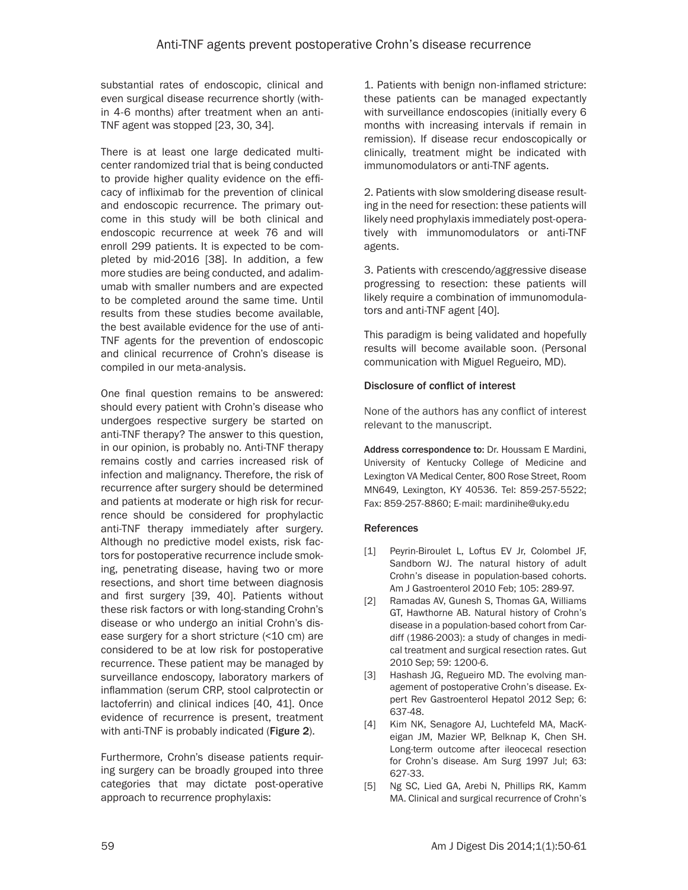substantial rates of endoscopic, clinical and even surgical disease recurrence shortly (within 4-6 months) after treatment when an anti-TNF agent was stopped [23, 30, 34].

There is at least one large dedicated multicenter randomized trial that is being conducted to provide higher quality evidence on the efficacy of infliximab for the prevention of clinical and endoscopic recurrence. The primary outcome in this study will be both clinical and endoscopic recurrence at week 76 and will enroll 299 patients. It is expected to be completed by mid-2016 [38]. In addition, a few more studies are being conducted, and adalimumab with smaller numbers and are expected to be completed around the same time. Until results from these studies become available, the best available evidence for the use of anti-TNF agents for the prevention of endoscopic and clinical recurrence of Crohn's disease is compiled in our meta-analysis.

One final question remains to be answered: should every patient with Crohn's disease who undergoes respective surgery be started on anti-TNF therapy? The answer to this question, in our opinion, is probably no. Anti-TNF therapy remains costly and carries increased risk of infection and malignancy. Therefore, the risk of recurrence after surgery should be determined and patients at moderate or high risk for recurrence should be considered for prophylactic anti-TNF therapy immediately after surgery. Although no predictive model exists, risk factors for postoperative recurrence include smoking, penetrating disease, having two or more resections, and short time between diagnosis and first surgery [39, 40]. Patients without these risk factors or with long-standing Crohn's disease or who undergo an initial Crohn's disease surgery for a short stricture (<10 cm) are considered to be at low risk for postoperative recurrence. These patient may be managed by surveillance endoscopy, laboratory markers of inflammation (serum CRP, stool calprotectin or lactoferrin) and clinical indices [40, 41]. Once evidence of recurrence is present, treatment with anti-TNF is probably indicated (**Figure 2**).

Furthermore, Crohn's disease patients requiring surgery can be broadly grouped into three categories that may dictate post-operative approach to recurrence prophylaxis:

1. Patients with benign non-inflamed stricture: these patients can be managed expectantly with surveillance endoscopies (initially every 6 months with increasing intervals if remain in remission). If disease recur endoscopically or clinically, treatment might be indicated with immunomodulators or anti-TNF agents.

2. Patients with slow smoldering disease resulting in the need for resection: these patients will likely need prophylaxis immediately post-operatively with immunomodulators or anti-TNF agents.

3. Patients with crescendo/aggressive disease progressing to resection: these patients will likely require a combination of immunomodulators and anti-TNF agent [40].

This paradigm is being validated and hopefully results will become available soon. (Personal communication with Miguel Regueiro, MD).

## Disclosure of conflict of interest

None of the authors has any conflict of interest relevant to the manuscript.

**Address correspondence to:** Dr. Houssam E Mardini, University of Kentucky College of Medicine and Lexington VA Medical Center, 800 Rose Street, Room MN649, Lexington, KY 40536. Tel: 859-257-5522; Fax: 859-257-8860; E-mail: mardinihe@uky.edu

## References

[1] Peyrin-Biroulet L, Loftus EV Jr, Colombel JF, Sandborn WJ. The natural history of adult Crohn's disease in population-based cohorts. Am J Gastroenterol 2010 Feb; 105: 289-97.

[2] Ramadas AV, Gunesh S, Thomas GA, Williams GT, Hawthorne AB. Natural history of Crohn's disease in a population-based cohort from Cardiff (1986-2003): a study of changes in medical treatment and surgical resection rates. Gut 2010 Sep; 59: 1200-6.

[3] Hashash JG, Regueiro MD. The evolving management of postoperative Crohn's disease. Expert Rev Gastroenterol Hepatol 2012 Sep; 6: 637-48.

[4] Kim NK, Senagore AJ, Luchtefeld MA, MacKeigan JM, Mazier WP, Belknap K, Chen SH. Long-term outcome after ileocecal resection for Crohn's disease. Am Surg 1997 Jul; 63: 627-33.

[5] Ng SC, Lied GA, Arebi N, Phillips RK, Kamm MA. Clinical and surgical recurrence of Crohn's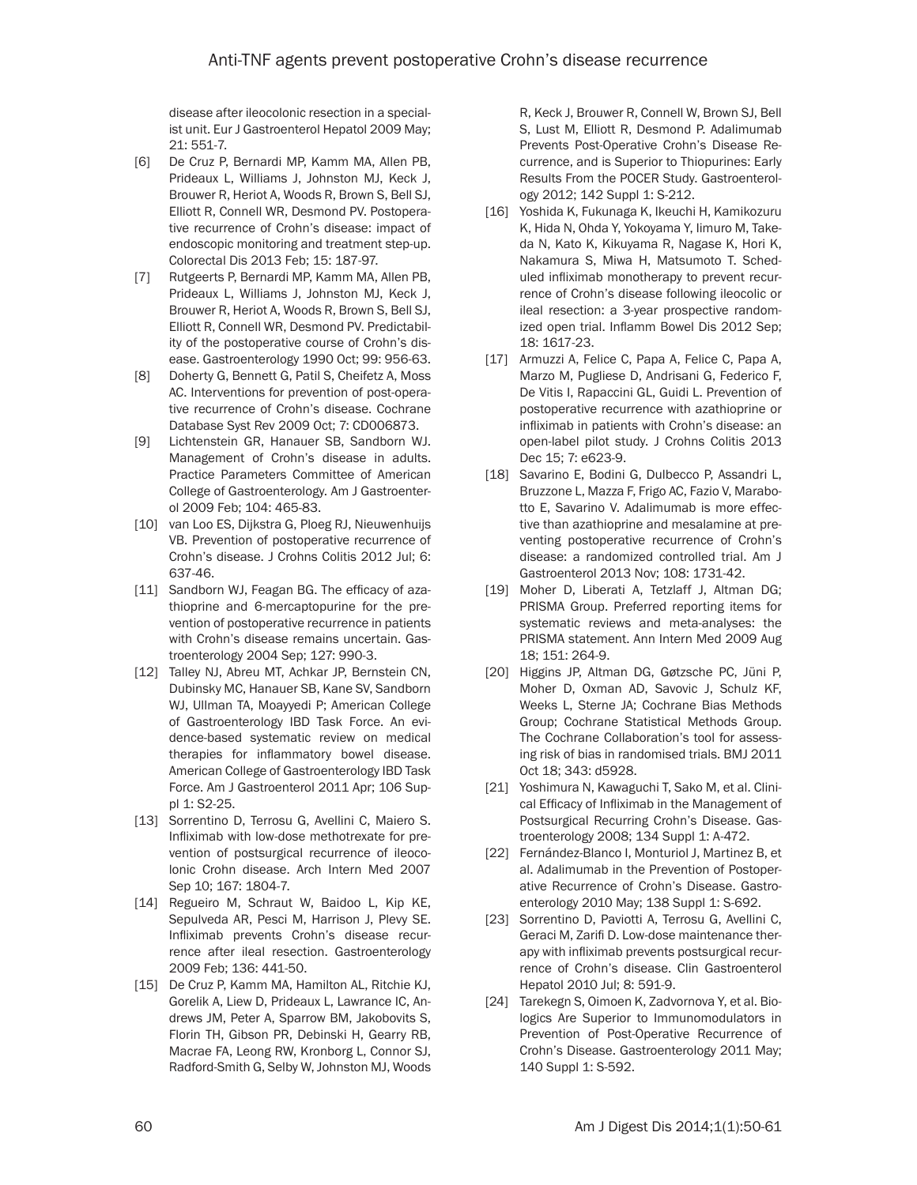disease after ileocolonic resection in a specialist unit. Eur J Gastroenterol Hepatol 2009 May; 21: 551-7.

[6] De Cruz P, Bernardi MP, Kamm MA, Allen PB, Prideaux L, Williams J, Johnston MJ, Keck J, Brouwer R, Heriot A, Woods R, Brown S, Bell SJ, Elliott R, Connell WR, Desmond PV. Postoperative recurrence of Crohn's disease: impact of endoscopic monitoring and treatment step-up. Colorectal Dis 2013 Feb; 15: 187-97.

[7] Rutgeerts P, Bernardi MP, Kamm MA, Allen PB, Prideaux L, Williams J, Johnston MJ, Keck J, Brouwer R, Heriot A, Woods R, Brown S, Bell SJ, Elliott R, Connell WR, Desmond PV. Predictability of the postoperative course of Crohn's disease. Gastroenterology 1990 Oct; 99: 956-63.

[8] Doherty G, Bennett G, Patil S, Cheifetz A, Moss AC. Interventions for prevention of post-operative recurrence of Crohn's disease. Cochrane Database Syst Rev 2009 Oct; 7: CD006873.

[9] Lichtenstein GR, Hanauer SB, Sandborn WJ. Management of Crohn's disease in adults. Practice Parameters Committee of American College of Gastroenterology. Am J Gastroenterol 2009 Feb; 104: 465-83.

[10] van Loo ES, Dijkstra G, Ploeg RJ, Nieuwenhuijs VB. Prevention of postoperative recurrence of Crohn's disease. J Crohns Colitis 2012 Jul; 6: 637-46.

[11] Sandborn WJ, Feagan BG. The efficacy of azathioprine and 6-mercaptopurine for the prevention of postoperative recurrence in patients with Crohn's disease remains uncertain. Gastroenterology 2004 Sep; 127: 990-3.

[12] Talley NJ, Abreu MT, Achkar JP, Bernstein CN, Dubinsky MC, Hanauer SB, Kane SV, Sandborn WJ, Ullman TA, Moayyedi P; American College of Gastroenterology IBD Task Force. An evidence-based systematic review on medical therapies for inflammatory bowel disease. American College of Gastroenterology IBD Task Force. Am J Gastroenterol 2011 Apr; 106 Suppl 1: S2-25.

[13] Sorrentino D, Terrosu G, Avellini C, Maiero S. Infliximab with low-dose methotrexate for prevention of postsurgical recurrence of ileocolonic Crohn disease. Arch Intern Med 2007 Sep 10; 167: 1804-7.

[14] Regueiro M, Schraut W, Baidoo L, Kip KE, Sepulveda AR, Pesci M, Harrison J, Plevy SE. Infliximab prevents Crohn's disease recurrence after ileal resection. Gastroenterology 2009 Feb; 136: 441-50.

[15] De Cruz P, Kamm MA, Hamilton AL, Ritchie KJ, Gorelik A, Liew D, Prideaux L, Lawrance IC, Andrews JM, Peter A, Sparrow BM, Jakobovits S, Florin TH, Gibson PR, Debinski H, Gearry RB, Macrae FA, Leong RW, Kronborg L, Connor SJ, Radford-Smith G, Selby W, Johnston MJ, Woods R, Keck J, Brouwer R, Connell W, Brown SJ, Bell S, Lust M, Elliott R, Desmond P. Adalimumab Prevents Post-Operative Crohn's Disease Recurrence, and is Superior to Thiopurines: Early Results From the POCER Study. Gastroenterology 2012; 142 Suppl 1: S-212.

[16] Yoshida K, Fukunaga K, Ikeuchi H, Kamikozuru K, Hida N, Ohda Y, Yokoyama Y, Iimuro M, Takeda N, Kato K, Kikuyama R, Nagase K, Hori K, Nakamura S, Miwa H, Matsumoto T. Scheduled infliximab monotherapy to prevent recurrence of Crohn's disease following ileocolic or ileal resection: a 3-year prospective randomized open trial. Inflamm Bowel Dis 2012 Sep; 18: 1617-23.

[17] Armuzzi A, Felice C, Papa A, Felice C, Papa A, Marzo M, Pugliese D, Andrisani G, Federico F, De Vitis I, Rapaccini GL, Guidi L. Prevention of postoperative recurrence with azathioprine or infliximab in patients with Crohn's disease: an open-label pilot study. J Crohns Colitis 2013 Dec 15; 7: e623-9.

[18] Savarino E, Bodini G, Dulbecco P, Assandri L, Bruzzone L, Mazza F, Frigo AC, Fazio V, Marabotto E, Savarino V. Adalimumab is more effective than azathioprine and mesalamine at preventing postoperative recurrence of Crohn's disease: a randomized controlled trial. Am J Gastroenterol 2013 Nov; 108: 1731-42.

[19] Moher D, Liberati A, Tetzlaff J, Altman DG; PRISMA Group. Preferred reporting items for systematic reviews and meta-analyses: the PRISMA statement. Ann Intern Med 2009 Aug 18; 151: 264-9.

[20] Higgins JP, Altman DG, Gøtzsche PC, Jüni P, Moher D, Oxman AD, Savovic J, Schulz KF, Weeks L, Sterne JA; Cochrane Bias Methods Group; Cochrane Statistical Methods Group. The Cochrane Collaboration's tool for assessing risk of bias in randomised trials. BMJ 2011 Oct 18; 343: d5928.

[21] Yoshimura N, Kawaguchi T, Sako M, et al. Clinical Efficacy of Infliximab in the Management of Postsurgical Recurring Crohn's Disease. Gastroenterology 2008; 134 Suppl 1: A-472.

[22] Fernández-Blanco I, Monturiol J, Martinez B, et al. Adalimumab in the Prevention of Postoperative Recurrence of Crohn's Disease. Gastroenterology 2010 May; 138 Suppl 1: S-692.

[23] Sorrentino D, Paviotti A, Terrosu G, Avellini C, Geraci M, Zarifi D. Low-dose maintenance therapy with infliximab prevents postsurgical recurrence of Crohn's disease. Clin Gastroenterol Hepatol 2010 Jul; 8: 591-9.

[24] Tarekegn S, Oimoen K, Zadvornova Y, et al. Biologics Are Superior to Immunomodulators in Prevention of Post-Operative Recurrence of Crohn's Disease. Gastroenterology 2011 May; 140 Suppl 1: S-592.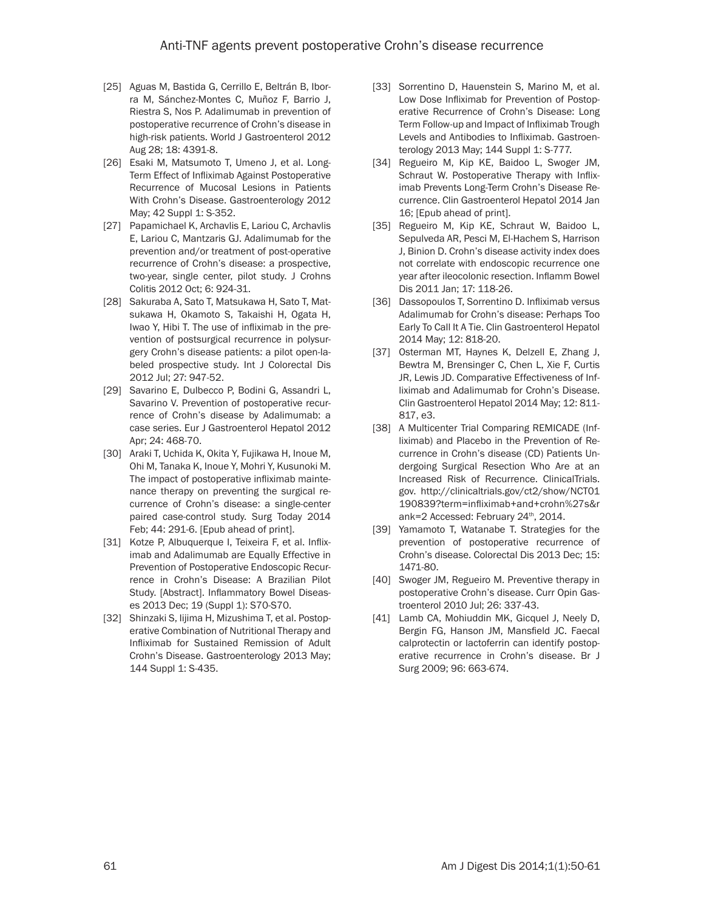[25] Aguas M, Bastida G, Cerrillo E, Beltrán B, Iborra M, Sánchez-Montes C, Muñoz F, Barrio J, Riestra S, Nos P. Adalimumab in prevention of postoperative recurrence of Crohn's disease in high-risk patients. World J Gastroenterol 2012 Aug 28; 18: 4391-8.

[26] Esaki M, Matsumoto T, Umeno J, et al. Long-Term Effect of Infliximab Against Postoperative Recurrence of Mucosal Lesions in Patients With Crohn's Disease. Gastroenterology 2012 May; 42 Suppl 1: S-352.

[27] Papamichael K, Archavlis E, Lariou C, Archavlis E, Lariou C, Mantzaris GJ. Adalimumab for the prevention and/or treatment of post-operative recurrence of Crohn's disease: a prospective, two-year, single center, pilot study. J Crohns Colitis 2012 Oct; 6: 924-31.

[28] Sakuraba A, Sato T, Matsukawa H, Sato T, Matsukawa H, Okamoto S, Takaishi H, Ogata H, Iwao Y, Hibi T. The use of infliximab in the prevention of postsurgical recurrence in polysurgery Crohn's disease patients: a pilot open-labeled prospective study. Int J Colorectal Dis 2012 Jul; 27: 947-52.

[29] Savarino E, Dulbecco P, Bodini G, Assandri L, Savarino V. Prevention of postoperative recurrence of Crohn's disease by Adalimumab: a case series. Eur J Gastroenterol Hepatol 2012 Apr; 24: 468-70.

[30] Araki T, Uchida K, Okita Y, Fujikawa H, Inoue M, Ohi M, Tanaka K, Inoue Y, Mohri Y, Kusunoki M. The impact of postoperative infliximab maintenance therapy on preventing the surgical recurrence of Crohn's disease: a single-center paired case-control study. Surg Today 2014 Feb; 44: 291-6. [Epub ahead of print].

[31] Kotze P, Albuquerque I, Teixeira F, et al. Infliximab and Adalimumab are Equally Effective in Prevention of Postoperative Endoscopic Recurrence in Crohn's Disease: A Brazilian Pilot Study. [Abstract]. Inflammatory Bowel Diseases 2013 Dec; 19 (Suppl 1): S70-S70.

[32] Shinzaki S, Iijima H, Mizushima T, et al. Postoperative Combination of Nutritional Therapy and Infliximab for Sustained Remission of Adult Crohn's Disease. Gastroenterology 2013 May; 144 Suppl 1: S-435.

[33] Sorrentino D, Hauenstein S, Marino M, et al. Low Dose Infliximab for Prevention of Postoperative Recurrence of Crohn's Disease: Long Term Follow-up and Impact of Infliximab Trough Levels and Antibodies to Infliximab. Gastroenterology 2013 May; 144 Suppl 1: S-777.

[34] Regueiro M, Kip KE, Baidoo L, Swoger JM, Schraut W. Postoperative Therapy with Infliximab Prevents Long-Term Crohn's Disease Recurrence. Clin Gastroenterol Hepatol 2014 Jan 16; [Epub ahead of print].

[35] Regueiro M, Kip KE, Schraut W, Baidoo L, Sepulveda AR, Pesci M, El-Hachem S, Harrison J, Binion D. Crohn's disease activity index does not correlate with endoscopic recurrence one year after ileocolonic resection. Inflamm Bowel Dis 2011 Jan; 17: 118-26.

[36] Dassopoulos T, Sorrentino D. Infliximab versus Adalimumab for Crohn's disease: Perhaps Too Early To Call It A Tie. Clin Gastroenterol Hepatol 2014 May; 12: 818-20.

[37] Osterman MT, Haynes K, Delzell E, Zhang J, Bewtra M, Brensinger C, Chen L, Xie F, Curtis JR, Lewis JD. Comparative Effectiveness of Infliximab and Adalimumab for Crohn's Disease. Clin Gastroenterol Hepatol 2014 May; 12: 811-817, e3.

[38] A Multicenter Trial Comparing REMICADE (Infliximab) and Placebo in the Prevention of Recurrence in Crohn's disease (CD) Patients Undergoing Surgical Resection Who Are at an Increased Risk of Recurrence. ClinicalTrials.gov. http://clinicaltrials.gov/ct2/show/NCT01190839?term=infliximab+and+crohn%27s&rank=2 Accessed: February 24th, 2014.

[39] Yamamoto T, Watanabe T. Strategies for the prevention of postoperative recurrence of Crohn's disease. Colorectal Dis 2013 Dec; 15: 1471-80.

[40] Swoger JM, Regueiro M. Preventive therapy in postoperative Crohn's disease. Curr Opin Gastroenterol 2010 Jul; 26: 337-43.

[41] Lamb CA, Mohiuddin MK, Gicquel J, Neely D, Bergin FG, Hanson JM, Mansfield JC. Faecal calprotectin or lactoferrin can identify postoperative recurrence in Crohn's disease. Br J Surg 2009; 96: 663-674.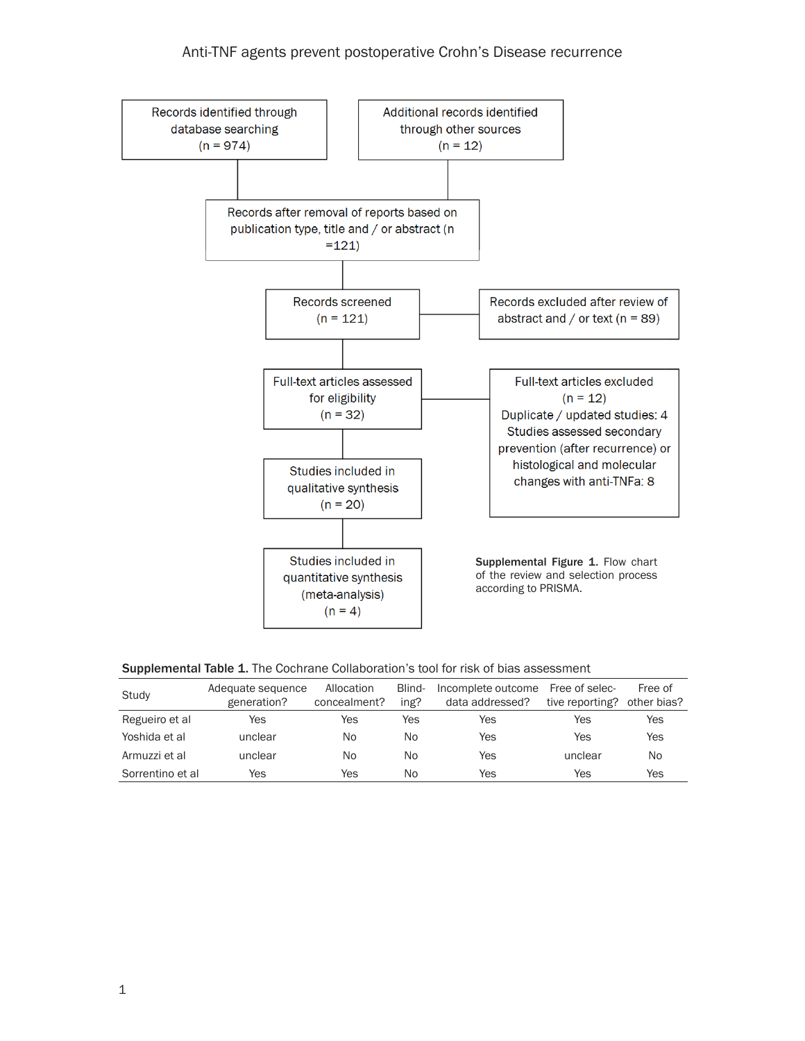Records identified through database searching (n = 974)

Additional records identified through other sources (n = 12)

Records after removal of reports based on publication type, title and / or abstract (n =121)

Records screened (n = 121)

Records excluded after review of abstract and / or text (n = 89)

Full-text articles assessed for eligibility (n = 32)

Full-text articles excluded (n = 12)
Duplicate / updated studies: 4
Studies assessed secondary prevention (after recurrence) or histological and molecular changes with anti-TNFa: 8

Studies included in qualitative synthesis (n = 20)

Studies included in quantitative synthesis (meta-analysis) (n = 4)

**Supplemental Figure 1.** Flow chart of the review and selection process according to PRISMA.

**Supplemental Table 1.** The Cochrane Collaboration's tool for risk of bias assessment

| Study | Adequate sequence generation? | Allocation concealment? | Blinding? | Incomplete outcome data addressed? | Free of selective reporting? | Free of other bias? |
|---|---|---|---|---|---|---|
| Regueiro et al | Yes | Yes | Yes | Yes | Yes | Yes |
| Yoshida et al | unclear | No | No | Yes | Yes | Yes |
| Armuzzi et al | unclear | No | No | Yes | unclear | No |
| Sorrentino et al | Yes | Yes | No | Yes | Yes | Yes |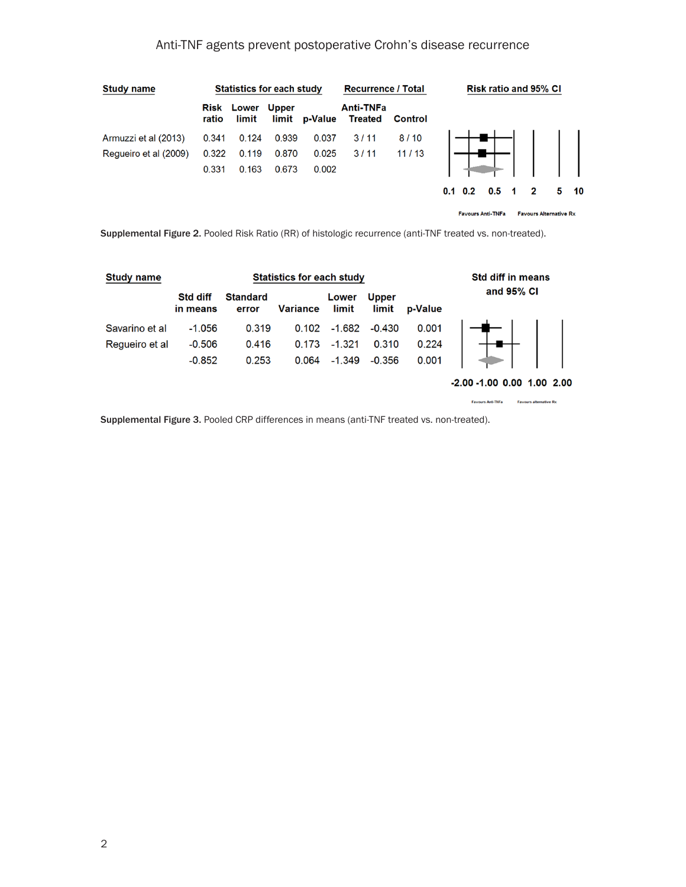| Study name | Risk ratio | Lower limit | Upper limit | p-Value | Anti-TNFa Treated | Control |
|---|---|---|---|---|---|---|
| | **Statistics for each study** | | | | **Recurrence / Total** | |
| Armuzzi et al (2013) | 0.341 | 0.124 | 0.939 | 0.037 | 3 / 11 | 8 / 10 |
| Regueiro et al (2009) | 0.322 | 0.119 | 0.870 | 0.025 | 3 / 11 | 11 / 13 |
| | 0.331 | 0.163 | 0.673 | 0.002 | | |

Risk ratio and 95% CI

0.1 0.2 0.5 1 2 5 10

Favours Anti-TNFa Favours Alternative Rx

**Supplemental Figure 2.** Pooled Risk Ratio (RR) of histologic recurrence (anti-TNF treated vs. non-treated).

| Study name | Std diff in means | Standard error | Variance | Lower limit | Upper limit | p-Value |
|---|---|---|---|---|---|---|
| | **Statistics for each study** | | | | | |
| Savarino et al | -1.056 | 0.319 | 0.102 | -1.682 | -0.430 | 0.001 |
| Regueiro et al | -0.506 | 0.416 | 0.173 | -1.321 | 0.310 | 0.224 |
| | -0.852 | 0.253 | 0.064 | -1.349 | -0.356 | 0.001 |

Std diff in means and 95% CI

-2.00 -1.00 0.00 1.00 2.00

Favours Anti-TNFa Favours alternative Rx

**Supplemental Figure 3.** Pooled CRP differences in means (anti-TNF treated vs. non-treated).